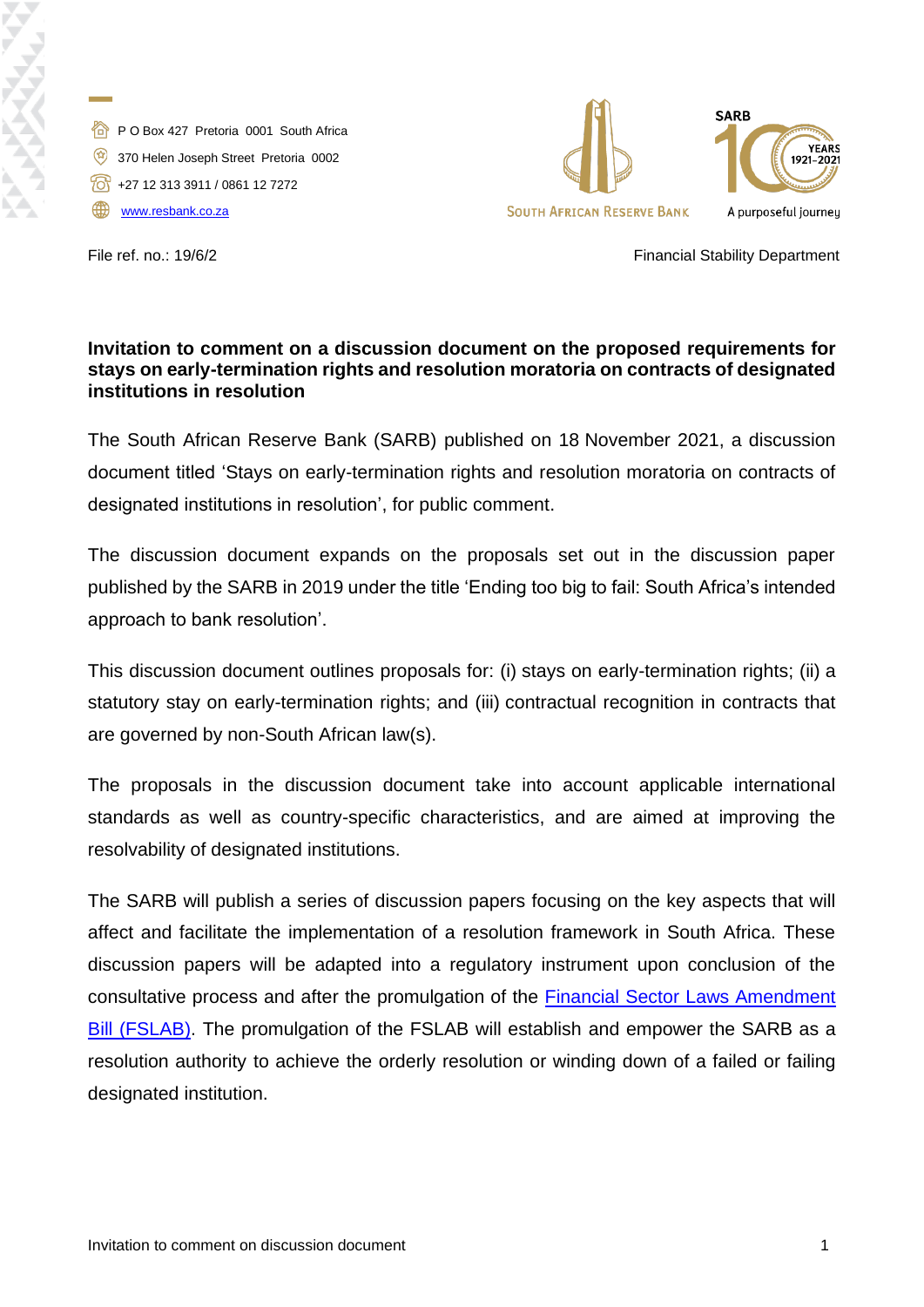P O Box 427 Pretoria 0001 South Africa

370 Helen Joseph Street Pretoria 0002

+27 12 313 3911 / 0861 12 7272

[www.resbank.co.za](http://www.resbank.co.za)

SOUTH AFRICAN RESERVE BANK

SARB 100 YEARS 1921–2021 A purposeful journey

File ref. no.: 19/6/2

Financial Stability Department

**Invitation to comment on a discussion document on the proposed requirements for stays on early-termination rights and resolution moratoria on contracts of designated institutions in resolution**

The South African Reserve Bank (SARB) published on 18 November 2021, a discussion document titled 'Stays on early-termination rights and resolution moratoria on contracts of designated institutions in resolution', for public comment.

The discussion document expands on the proposals set out in the discussion paper published by the SARB in 2019 under the title 'Ending too big to fail: South Africa's intended approach to bank resolution'.

This discussion document outlines proposals for: (i) stays on early-termination rights; (ii) a statutory stay on early-termination rights; and (iii) contractual recognition in contracts that are governed by non-South African law(s).

The proposals in the discussion document take into account applicable international standards as well as country-specific characteristics, and are aimed at improving the resolvability of designated institutions.

The SARB will publish a series of discussion papers focusing on the key aspects that will affect and facilitate the implementation of a resolution framework in South Africa. These discussion papers will be adapted into a regulatory instrument upon conclusion of the consultative process and after the promulgation of the Financial Sector Laws Amendment Bill (FSLAB). The promulgation of the FSLAB will establish and empower the SARB as a resolution authority to achieve the orderly resolution or winding down of a failed or failing designated institution.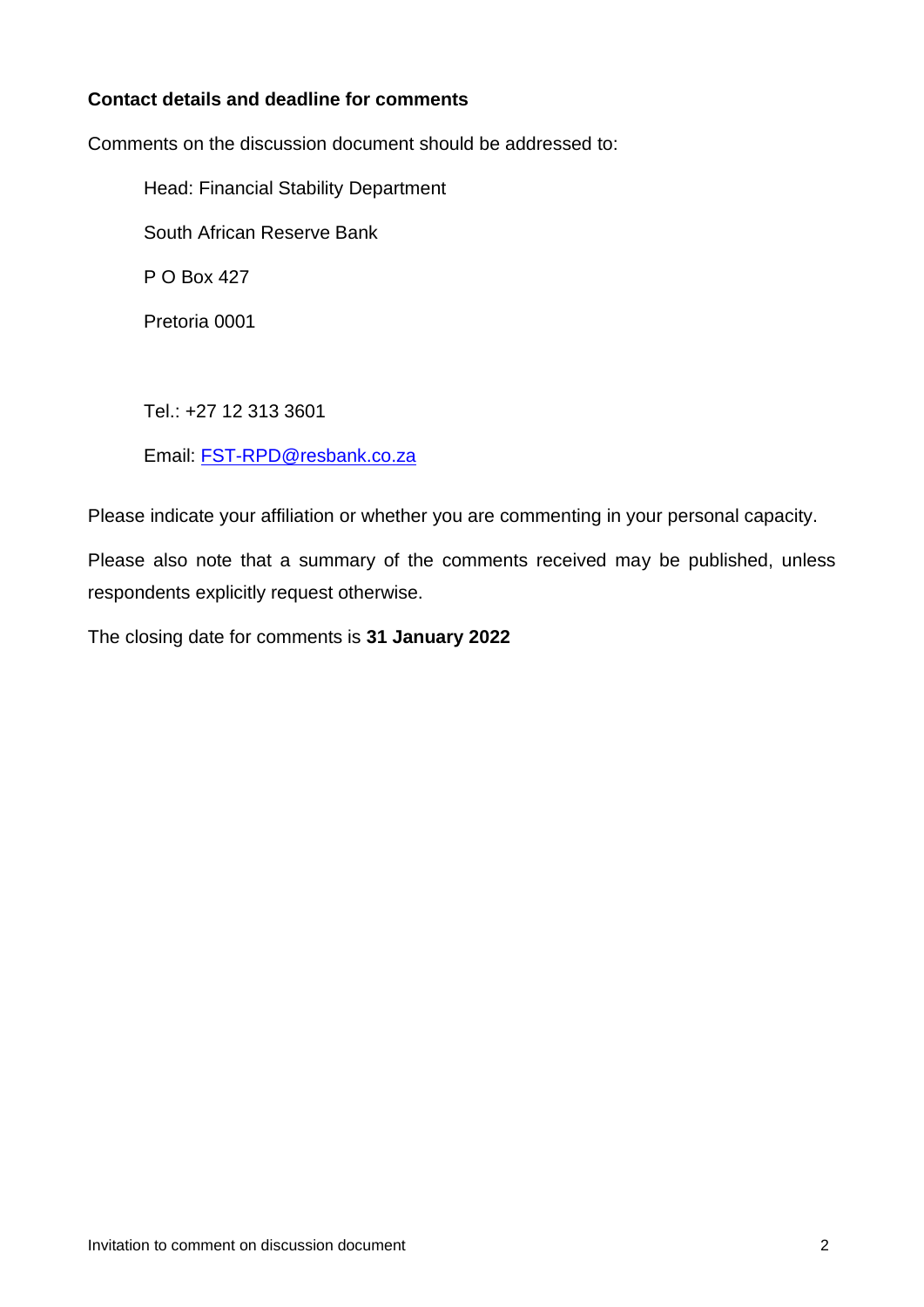**Contact details and deadline for comments**

Comments on the discussion document should be addressed to:

Head: Financial Stability Department

South African Reserve Bank

P O Box 427

Pretoria 0001

Tel.: +27 12 313 3601

Email: FST-RPD@resbank.co.za

Please indicate your affiliation or whether you are commenting in your personal capacity.

Please also note that a summary of the comments received may be published, unless respondents explicitly request otherwise.

The closing date for comments is **31 January 2022**